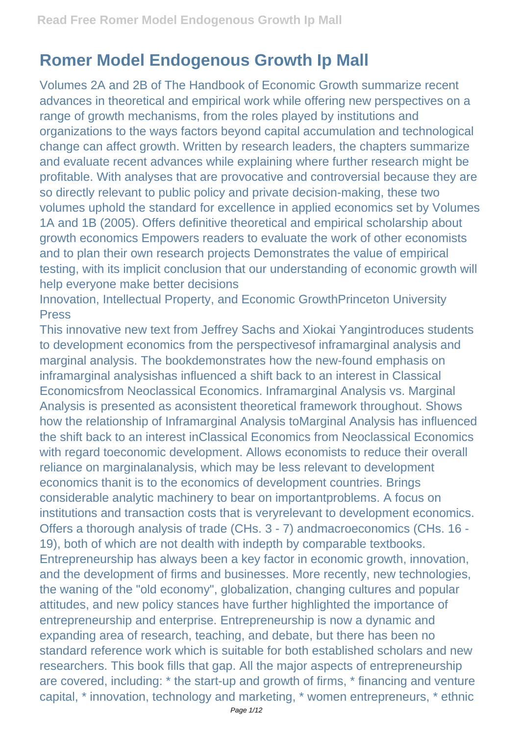# Romer Model Endogenous Growth Ip Mall

Volumes 2A and 2B of The Handbook of Economic Growth summarize recent advances in theoretical and empirical work while offering new perspectives on a range of growth mechanisms, from the roles played by institutions and organizations to the ways factors beyond capital accumulation and technological change can affect growth. Written by research leaders, the chapters summarize and evaluate recent advances while explaining where further research might be profitable. With analyses that are provocative and controversial because they are so directly relevant to public policy and private decision-making, these two volumes uphold the standard for excellence in applied economics set by Volumes 1A and 1B (2005). Offers definitive theoretical and empirical scholarship about growth economics Empowers readers to evaluate the work of other economists and to plan their own research projects Demonstrates the value of empirical testing, with its implicit conclusion that our understanding of economic growth will help everyone make better decisions

Innovation, Intellectual Property, and Economic GrowthPrinceton University Press

This innovative new text from Jeffrey Sachs and Xiokai Yangintroduces students to development economics from the perspectivesof inframarginal analysis and marginal analysis. The bookdemonstrates how the new-found emphasis on inframarginal analysishas influenced a shift back to an interest in Classical Economicsfrom Neoclassical Economics. Inframarginal Analysis vs. Marginal Analysis is presented as aconsistent theoretical framework throughout. Shows how the relationship of Inframarginal Analysis toMarginal Analysis has influenced the shift back to an interest inClassical Economics from Neoclassical Economics with regard toeconomic development. Allows economists to reduce their overall reliance on marginalanalysis, which may be less relevant to development economics thanit is to the economics of development countries. Brings considerable analytic machinery to bear on importantproblems. A focus on institutions and transaction costs that is veryrelevant to development economics. Offers a thorough analysis of trade (CHs. 3 - 7) andmacroeconomics (CHs. 16 - 19), both of which are not dealth with indepth by comparable textbooks.

Entrepreneurship has always been a key factor in economic growth, innovation, and the development of firms and businesses. More recently, new technologies, the waning of the "old economy", globalization, changing cultures and popular attitudes, and new policy stances have further highlighted the importance of entrepreneurship and enterprise. Entrepreneurship is now a dynamic and expanding area of research, teaching, and debate, but there has been no standard reference work which is suitable for both established scholars and new researchers. This book fills that gap. All the major aspects of entrepreneurship are covered, including: * the start-up and growth of firms, * financing and venture capital, * innovation, technology and marketing, * women entrepreneurs, * ethnic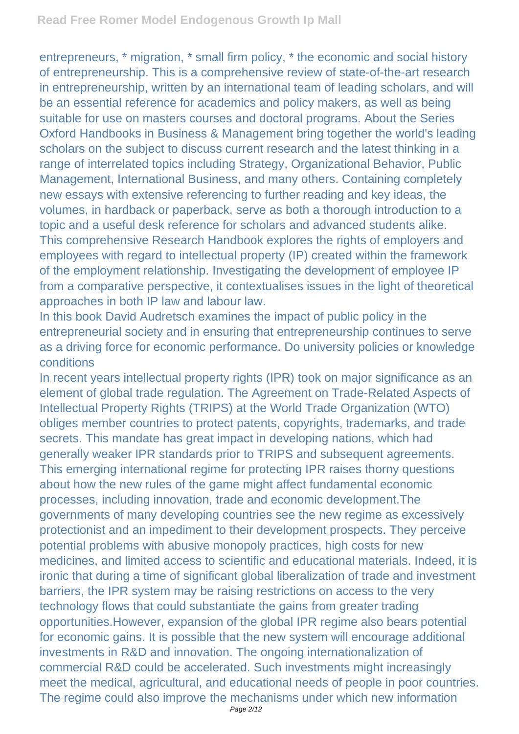entrepreneurs, * migration, * small firm policy, * the economic and social history of entrepreneurship. This is a comprehensive review of state-of-the-art research in entrepreneurship, written by an international team of leading scholars, and will be an essential reference for academics and policy makers, as well as being suitable for use on masters courses and doctoral programs. About the Series Oxford Handbooks in Business & Management bring together the world's leading scholars on the subject to discuss current research and the latest thinking in a range of interrelated topics including Strategy, Organizational Behavior, Public Management, International Business, and many others. Containing completely new essays with extensive referencing to further reading and key ideas, the volumes, in hardback or paperback, serve as both a thorough introduction to a topic and a useful desk reference for scholars and advanced students alike.
This comprehensive Research Handbook explores the rights of employers and employees with regard to intellectual property (IP) created within the framework of the employment relationship. Investigating the development of employee IP from a comparative perspective, it contextualises issues in the light of theoretical approaches in both IP law and labour law.

In this book David Audretsch examines the impact of public policy in the entrepreneurial society and in ensuring that entrepreneurship continues to serve as a driving force for economic performance. Do university policies or knowledge conditions

In recent years intellectual property rights (IPR) took on major significance as an element of global trade regulation. The Agreement on Trade-Related Aspects of Intellectual Property Rights (TRIPS) at the World Trade Organization (WTO) obliges member countries to protect patents, copyrights, trademarks, and trade secrets. This mandate has great impact in developing nations, which had generally weaker IPR standards prior to TRIPS and subsequent agreements. This emerging international regime for protecting IPR raises thorny questions about how the new rules of the game might affect fundamental economic processes, including innovation, trade and economic development.The governments of many developing countries see the new regime as excessively protectionist and an impediment to their development prospects. They perceive potential problems with abusive monopoly practices, high costs for new medicines, and limited access to scientific and educational materials. Indeed, it is ironic that during a time of significant global liberalization of trade and investment barriers, the IPR system may be raising restrictions on access to the very technology flows that could substantiate the gains from greater trading opportunities.However, expansion of the global IPR regime also bears potential for economic gains. It is possible that the new system will encourage additional investments in R&D and innovation. The ongoing internationalization of commercial R&D could be accelerated. Such investments might increasingly meet the medical, agricultural, and educational needs of people in poor countries. The regime could also improve the mechanisms under which new information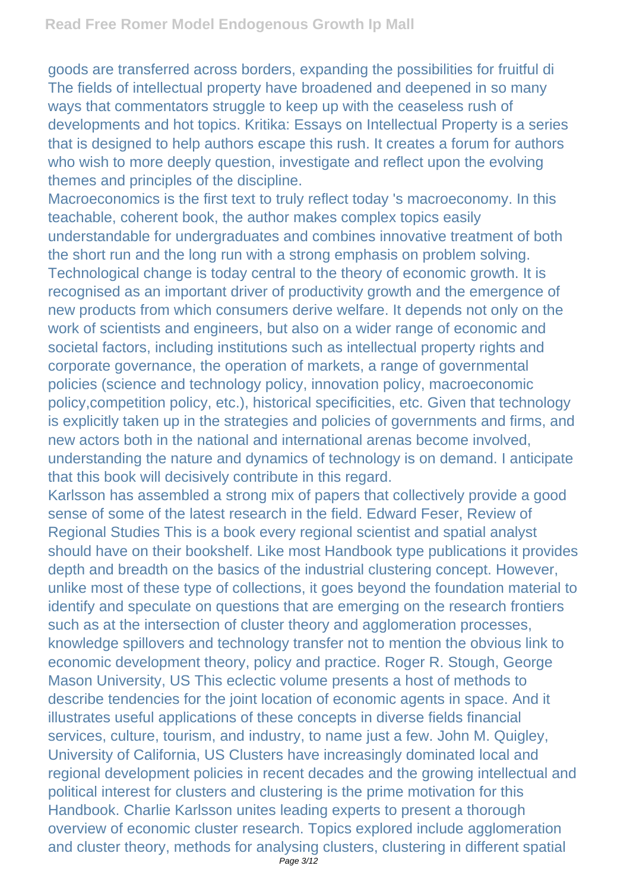goods are transferred across borders, expanding the possibilities for fruitful di The fields of intellectual property have broadened and deepened in so many ways that commentators struggle to keep up with the ceaseless rush of developments and hot topics. Kritika: Essays on Intellectual Property is a series that is designed to help authors escape this rush. It creates a forum for authors who wish to more deeply question, investigate and reflect upon the evolving themes and principles of the discipline.

Macroeconomics is the first text to truly reflect today 's macroeconomy. In this teachable, coherent book, the author makes complex topics easily understandable for undergraduates and combines innovative treatment of both the short run and the long run with a strong emphasis on problem solving.

Technological change is today central to the theory of economic growth. It is recognised as an important driver of productivity growth and the emergence of new products from which consumers derive welfare. It depends not only on the work of scientists and engineers, but also on a wider range of economic and societal factors, including institutions such as intellectual property rights and corporate governance, the operation of markets, a range of governmental policies (science and technology policy, innovation policy, macroeconomic policy,competition policy, etc.), historical specificities, etc. Given that technology is explicitly taken up in the strategies and policies of governments and firms, and new actors both in the national and international arenas become involved, understanding the nature and dynamics of technology is on demand. I anticipate that this book will decisively contribute in this regard.

Karlsson has assembled a strong mix of papers that collectively provide a good sense of some of the latest research in the field. Edward Feser, Review of Regional Studies This is a book every regional scientist and spatial analyst should have on their bookshelf. Like most Handbook type publications it provides depth and breadth on the basics of the industrial clustering concept. However, unlike most of these type of collections, it goes beyond the foundation material to identify and speculate on questions that are emerging on the research frontiers such as at the intersection of cluster theory and agglomeration processes, knowledge spillovers and technology transfer not to mention the obvious link to economic development theory, policy and practice. Roger R. Stough, George Mason University, US This eclectic volume presents a host of methods to describe tendencies for the joint location of economic agents in space. And it illustrates useful applications of these concepts in diverse fields financial services, culture, tourism, and industry, to name just a few. John M. Quigley, University of California, US Clusters have increasingly dominated local and regional development policies in recent decades and the growing intellectual and political interest for clusters and clustering is the prime motivation for this Handbook. Charlie Karlsson unites leading experts to present a thorough overview of economic cluster research. Topics explored include agglomeration and cluster theory, methods for analysing clusters, clustering in different spatial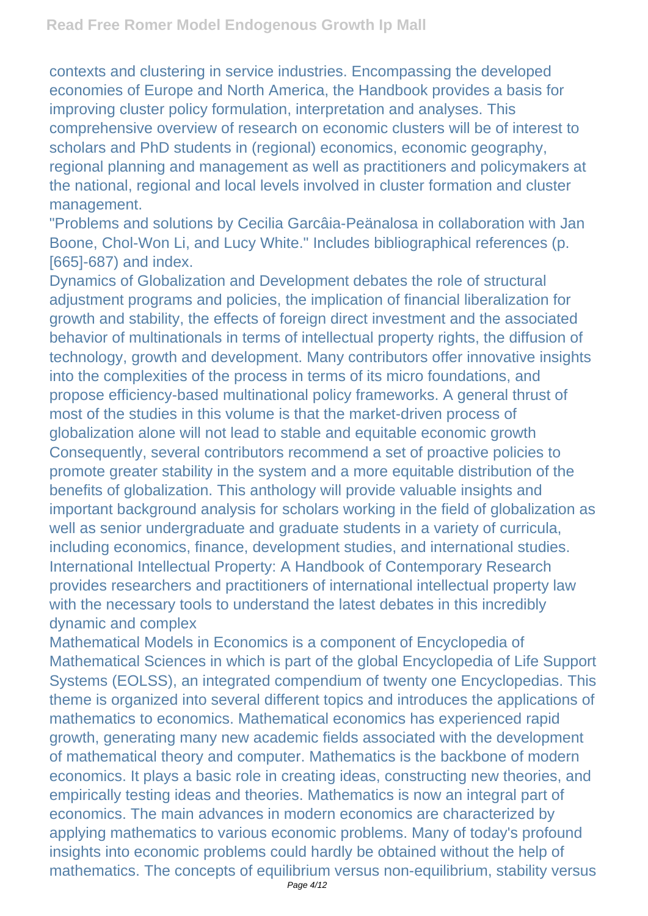contexts and clustering in service industries. Encompassing the developed economies of Europe and North America, the Handbook provides a basis for improving cluster policy formulation, interpretation and analyses. This comprehensive overview of research on economic clusters will be of interest to scholars and PhD students in (regional) economics, economic geography, regional planning and management as well as practitioners and policymakers at the national, regional and local levels involved in cluster formation and cluster management.

"Problems and solutions by Cecilia Garcâia-Peänalosa in collaboration with Jan Boone, Chol-Won Li, and Lucy White." Includes bibliographical references (p. [665]-687) and index.

Dynamics of Globalization and Development debates the role of structural adjustment programs and policies, the implication of financial liberalization for growth and stability, the effects of foreign direct investment and the associated behavior of multinationals in terms of intellectual property rights, the diffusion of technology, growth and development. Many contributors offer innovative insights into the complexities of the process in terms of its micro foundations, and propose efficiency-based multinational policy frameworks. A general thrust of most of the studies in this volume is that the market-driven process of globalization alone will not lead to stable and equitable economic growth Consequently, several contributors recommend a set of proactive policies to promote greater stability in the system and a more equitable distribution of the benefits of globalization. This anthology will provide valuable insights and important background analysis for scholars working in the field of globalization as well as senior undergraduate and graduate students in a variety of curricula, including economics, finance, development studies, and international studies.

International Intellectual Property: A Handbook of Contemporary Research provides researchers and practitioners of international intellectual property law with the necessary tools to understand the latest debates in this incredibly dynamic and complex

Mathematical Models in Economics is a component of Encyclopedia of Mathematical Sciences in which is part of the global Encyclopedia of Life Support Systems (EOLSS), an integrated compendium of twenty one Encyclopedias. This theme is organized into several different topics and introduces the applications of mathematics to economics. Mathematical economics has experienced rapid growth, generating many new academic fields associated with the development of mathematical theory and computer. Mathematics is the backbone of modern economics. It plays a basic role in creating ideas, constructing new theories, and empirically testing ideas and theories. Mathematics is now an integral part of economics. The main advances in modern economics are characterized by applying mathematics to various economic problems. Many of today's profound insights into economic problems could hardly be obtained without the help of mathematics. The concepts of equilibrium versus non-equilibrium, stability versus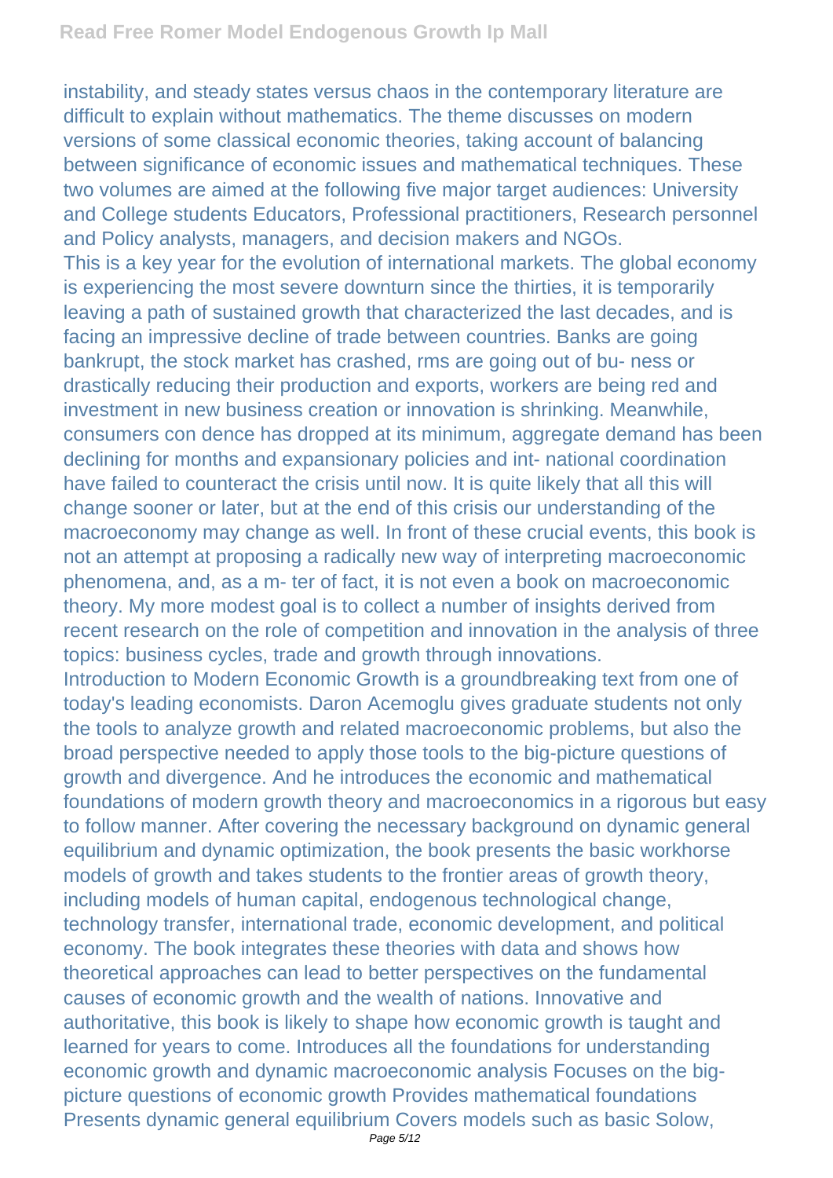instability, and steady states versus chaos in the contemporary literature are difficult to explain without mathematics. The theme discusses on modern versions of some classical economic theories, taking account of balancing between significance of economic issues and mathematical techniques. These two volumes are aimed at the following five major target audiences: University and College students Educators, Professional practitioners, Research personnel and Policy analysts, managers, and decision makers and NGOs.

This is a key year for the evolution of international markets. The global economy is experiencing the most severe downturn since the thirties, it is temporarily leaving a path of sustained growth that characterized the last decades, and is facing an impressive decline of trade between countries. Banks are going bankrupt, the stock market has crashed, rms are going out of bu- ness or drastically reducing their production and exports, workers are being red and investment in new business creation or innovation is shrinking. Meanwhile, consumers con dence has dropped at its minimum, aggregate demand has been declining for months and expansionary policies and int- national coordination have failed to counteract the crisis until now. It is quite likely that all this will change sooner or later, but at the end of this crisis our understanding of the macroeconomy may change as well. In front of these crucial events, this book is not an attempt at proposing a radically new way of interpreting macroeconomic phenomena, and, as a m- ter of fact, it is not even a book on macroeconomic theory. My more modest goal is to collect a number of insights derived from recent research on the role of competition and innovation in the analysis of three topics: business cycles, trade and growth through innovations.

Introduction to Modern Economic Growth is a groundbreaking text from one of today's leading economists. Daron Acemoglu gives graduate students not only the tools to analyze growth and related macroeconomic problems, but also the broad perspective needed to apply those tools to the big-picture questions of growth and divergence. And he introduces the economic and mathematical foundations of modern growth theory and macroeconomics in a rigorous but easy to follow manner. After covering the necessary background on dynamic general equilibrium and dynamic optimization, the book presents the basic workhorse models of growth and takes students to the frontier areas of growth theory, including models of human capital, endogenous technological change, technology transfer, international trade, economic development, and political economy. The book integrates these theories with data and shows how theoretical approaches can lead to better perspectives on the fundamental causes of economic growth and the wealth of nations. Innovative and authoritative, this book is likely to shape how economic growth is taught and learned for years to come. Introduces all the foundations for understanding economic growth and dynamic macroeconomic analysis Focuses on the big-picture questions of economic growth Provides mathematical foundations Presents dynamic general equilibrium Covers models such as basic Solow,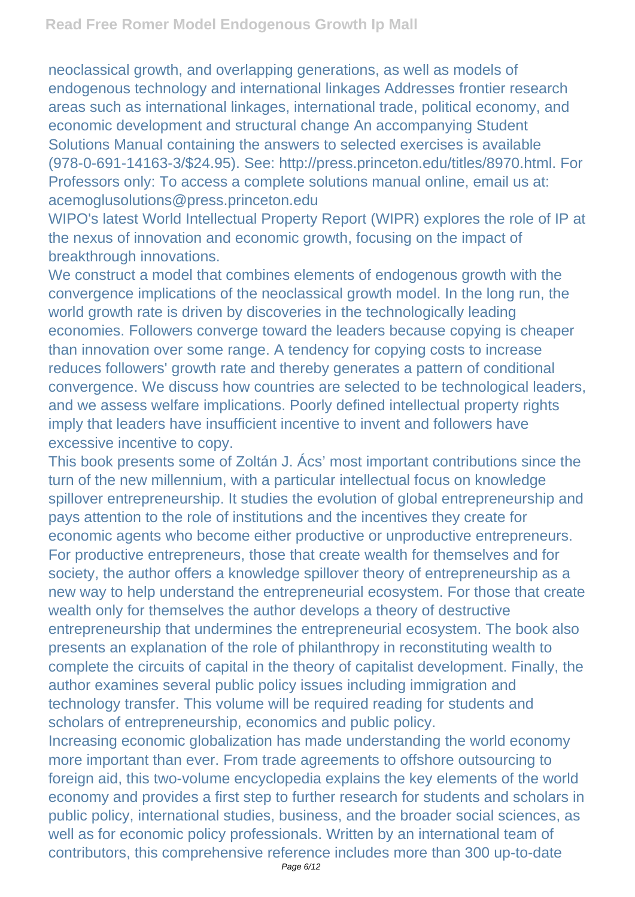neoclassical growth, and overlapping generations, as well as models of endogenous technology and international linkages Addresses frontier research areas such as international linkages, international trade, political economy, and economic development and structural change An accompanying Student Solutions Manual containing the answers to selected exercises is available (978-0-691-14163-3/$24.95). See: http://press.princeton.edu/titles/8970.html. For Professors only: To access a complete solutions manual online, email us at: acemoglusolutions@press.princeton.edu

WIPO's latest World Intellectual Property Report (WIPR) explores the role of IP at the nexus of innovation and economic growth, focusing on the impact of breakthrough innovations.

We construct a model that combines elements of endogenous growth with the convergence implications of the neoclassical growth model. In the long run, the world growth rate is driven by discoveries in the technologically leading economies. Followers converge toward the leaders because copying is cheaper than innovation over some range. A tendency for copying costs to increase reduces followers' growth rate and thereby generates a pattern of conditional convergence. We discuss how countries are selected to be technological leaders, and we assess welfare implications. Poorly defined intellectual property rights imply that leaders have insufficient incentive to invent and followers have excessive incentive to copy.

This book presents some of Zoltán J. Ács' most important contributions since the turn of the new millennium, with a particular intellectual focus on knowledge spillover entrepreneurship. It studies the evolution of global entrepreneurship and pays attention to the role of institutions and the incentives they create for economic agents who become either productive or unproductive entrepreneurs. For productive entrepreneurs, those that create wealth for themselves and for society, the author offers a knowledge spillover theory of entrepreneurship as a new way to help understand the entrepreneurial ecosystem. For those that create wealth only for themselves the author develops a theory of destructive entrepreneurship that undermines the entrepreneurial ecosystem. The book also presents an explanation of the role of philanthropy in reconstituting wealth to complete the circuits of capital in the theory of capitalist development. Finally, the author examines several public policy issues including immigration and technology transfer. This volume will be required reading for students and scholars of entrepreneurship, economics and public policy.

Increasing economic globalization has made understanding the world economy more important than ever. From trade agreements to offshore outsourcing to foreign aid, this two-volume encyclopedia explains the key elements of the world economy and provides a first step to further research for students and scholars in public policy, international studies, business, and the broader social sciences, as well as for economic policy professionals. Written by an international team of contributors, this comprehensive reference includes more than 300 up-to-date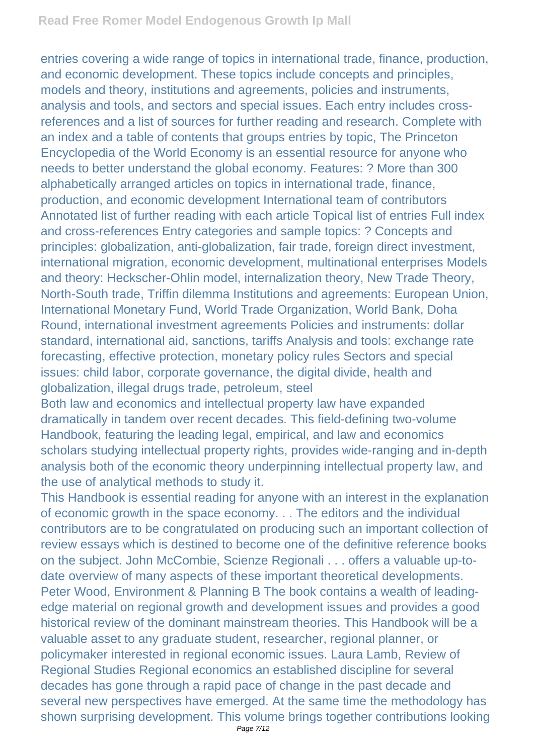entries covering a wide range of topics in international trade, finance, production, and economic development. These topics include concepts and principles, models and theory, institutions and agreements, policies and instruments, analysis and tools, and sectors and special issues. Each entry includes cross-references and a list of sources for further reading and research. Complete with an index and a table of contents that groups entries by topic, The Princeton Encyclopedia of the World Economy is an essential resource for anyone who needs to better understand the global economy. Features: ? More than 300 alphabetically arranged articles on topics in international trade, finance, production, and economic development International team of contributors Annotated list of further reading with each article Topical list of entries Full index and cross-references Entry categories and sample topics: ? Concepts and principles: globalization, anti-globalization, fair trade, foreign direct investment, international migration, economic development, multinational enterprises Models and theory: Heckscher-Ohlin model, internalization theory, New Trade Theory, North-South trade, Triffin dilemma Institutions and agreements: European Union, International Monetary Fund, World Trade Organization, World Bank, Doha Round, international investment agreements Policies and instruments: dollar standard, international aid, sanctions, tariffs Analysis and tools: exchange rate forecasting, effective protection, monetary policy rules Sectors and special issues: child labor, corporate governance, the digital divide, health and globalization, illegal drugs trade, petroleum, steel

Both law and economics and intellectual property law have expanded dramatically in tandem over recent decades. This field-defining two-volume Handbook, featuring the leading legal, empirical, and law and economics scholars studying intellectual property rights, provides wide-ranging and in-depth analysis both of the economic theory underpinning intellectual property law, and the use of analytical methods to study it.

This Handbook is essential reading for anyone with an interest in the explanation of economic growth in the space economy. . . The editors and the individual contributors are to be congratulated on producing such an important collection of review essays which is destined to become one of the definitive reference books on the subject. John McCombie, Scienze Regionali . . . offers a valuable up-to-date overview of many aspects of these important theoretical developments. Peter Wood, Environment & Planning B The book contains a wealth of leading-edge material on regional growth and development issues and provides a good historical review of the dominant mainstream theories. This Handbook will be a valuable asset to any graduate student, researcher, regional planner, or policymaker interested in regional economic issues. Laura Lamb, Review of Regional Studies Regional economics an established discipline for several decades has gone through a rapid pace of change in the past decade and several new perspectives have emerged. At the same time the methodology has shown surprising development. This volume brings together contributions looking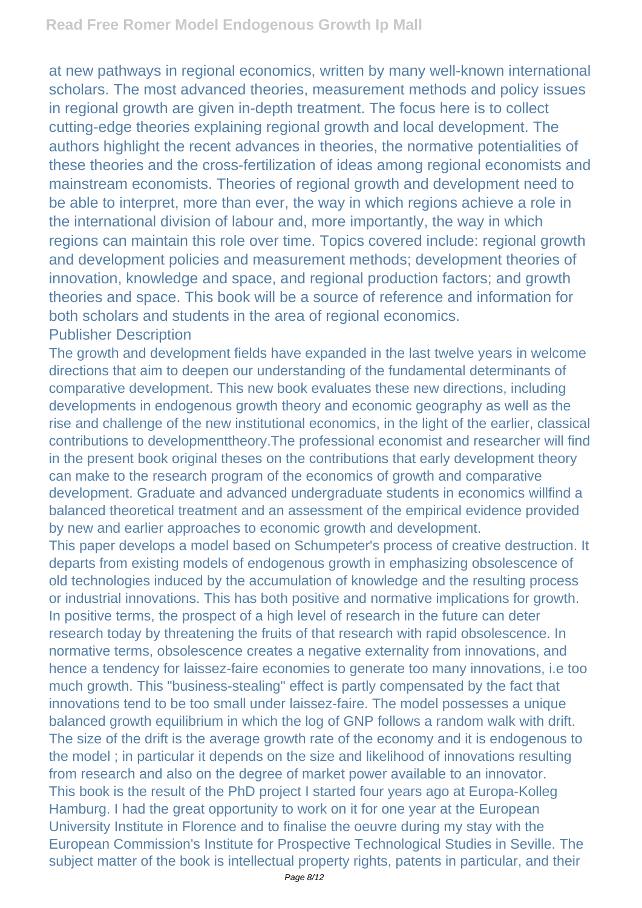at new pathways in regional economics, written by many well-known international scholars. The most advanced theories, measurement methods and policy issues in regional growth are given in-depth treatment. The focus here is to collect cutting-edge theories explaining regional growth and local development. The authors highlight the recent advances in theories, the normative potentialities of these theories and the cross-fertilization of ideas among regional economists and mainstream economists. Theories of regional growth and development need to be able to interpret, more than ever, the way in which regions achieve a role in the international division of labour and, more importantly, the way in which regions can maintain this role over time. Topics covered include: regional growth and development policies and measurement methods; development theories of innovation, knowledge and space, and regional production factors; and growth theories and space. This book will be a source of reference and information for both scholars and students in the area of regional economics.

Publisher Description

The growth and development fields have expanded in the last twelve years in welcome directions that aim to deepen our understanding of the fundamental determinants of comparative development. This new book evaluates these new directions, including developments in endogenous growth theory and economic geography as well as the rise and challenge of the new institutional economics, in the light of the earlier, classical contributions to developmenttheory.The professional economist and researcher will find in the present book original theses on the contributions that early development theory can make to the research program of the economics of growth and comparative development. Graduate and advanced undergraduate students in economics willfind a balanced theoretical treatment and an assessment of the empirical evidence provided by new and earlier approaches to economic growth and development.

This paper develops a model based on Schumpeter's process of creative destruction. It departs from existing models of endogenous growth in emphasizing obsolescence of old technologies induced by the accumulation of knowledge and the resulting process or industrial innovations. This has both positive and normative implications for growth. In positive terms, the prospect of a high level of research in the future can deter research today by threatening the fruits of that research with rapid obsolescence. In normative terms, obsolescence creates a negative externality from innovations, and hence a tendency for laissez-faire economies to generate too many innovations, i.e too much growth. This "business-stealing" effect is partly compensated by the fact that innovations tend to be too small under laissez-faire. The model possesses a unique balanced growth equilibrium in which the log of GNP follows a random walk with drift. The size of the drift is the average growth rate of the economy and it is endogenous to the model ; in particular it depends on the size and likelihood of innovations resulting from research and also on the degree of market power available to an innovator.

This book is the result of the PhD project I started four years ago at Europa-Kolleg Hamburg. I had the great opportunity to work on it for one year at the European University Institute in Florence and to finalise the oeuvre during my stay with the European Commission's Institute for Prospective Technological Studies in Seville. The subject matter of the book is intellectual property rights, patents in particular, and their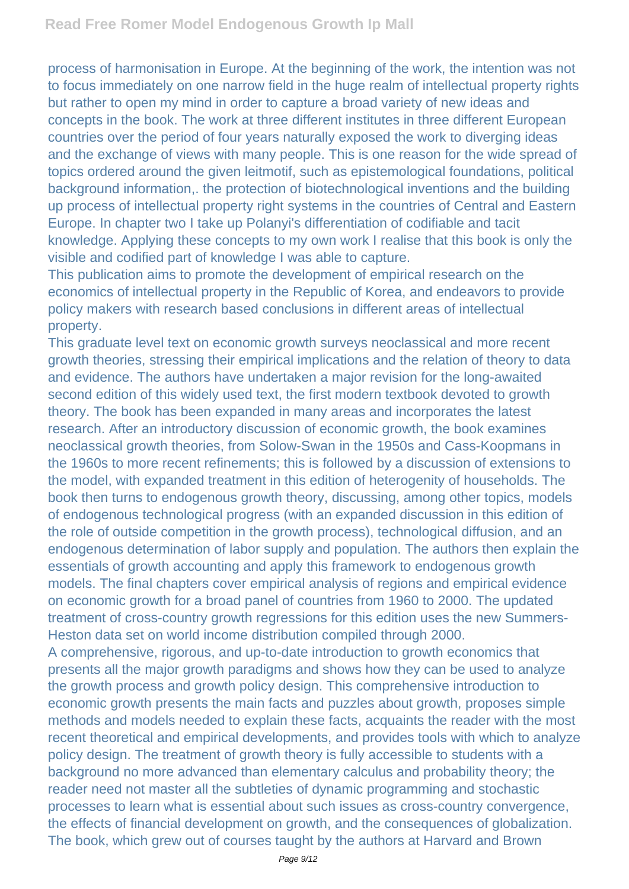process of harmonisation in Europe. At the beginning of the work, the intention was not to focus immediately on one narrow field in the huge realm of intellectual property rights but rather to open my mind in order to capture a broad variety of new ideas and concepts in the book. The work at three different institutes in three different European countries over the period of four years naturally exposed the work to diverging ideas and the exchange of views with many people. This is one reason for the wide spread of topics ordered around the given leitmotif, such as epistemological foundations, political background information,. the protection of biotechnological inventions and the building up process of intellectual property right systems in the countries of Central and Eastern Europe. In chapter two I take up Polanyi's differentiation of codifiable and tacit knowledge. Applying these concepts to my own work I realise that this book is only the visible and codified part of knowledge I was able to capture.

This publication aims to promote the development of empirical research on the economics of intellectual property in the Republic of Korea, and endeavors to provide policy makers with research based conclusions in different areas of intellectual property.

This graduate level text on economic growth surveys neoclassical and more recent growth theories, stressing their empirical implications and the relation of theory to data and evidence. The authors have undertaken a major revision for the long-awaited second edition of this widely used text, the first modern textbook devoted to growth theory. The book has been expanded in many areas and incorporates the latest research. After an introductory discussion of economic growth, the book examines neoclassical growth theories, from Solow-Swan in the 1950s and Cass-Koopmans in the 1960s to more recent refinements; this is followed by a discussion of extensions to the model, with expanded treatment in this edition of heterogenity of households. The book then turns to endogenous growth theory, discussing, among other topics, models of endogenous technological progress (with an expanded discussion in this edition of the role of outside competition in the growth process), technological diffusion, and an endogenous determination of labor supply and population. The authors then explain the essentials of growth accounting and apply this framework to endogenous growth models. The final chapters cover empirical analysis of regions and empirical evidence on economic growth for a broad panel of countries from 1960 to 2000. The updated treatment of cross-country growth regressions for this edition uses the new Summers-Heston data set on world income distribution compiled through 2000.

A comprehensive, rigorous, and up-to-date introduction to growth economics that presents all the major growth paradigms and shows how they can be used to analyze the growth process and growth policy design. This comprehensive introduction to economic growth presents the main facts and puzzles about growth, proposes simple methods and models needed to explain these facts, acquaints the reader with the most recent theoretical and empirical developments, and provides tools with which to analyze policy design. The treatment of growth theory is fully accessible to students with a background no more advanced than elementary calculus and probability theory; the reader need not master all the subtleties of dynamic programming and stochastic processes to learn what is essential about such issues as cross-country convergence, the effects of financial development on growth, and the consequences of globalization. The book, which grew out of courses taught by the authors at Harvard and Brown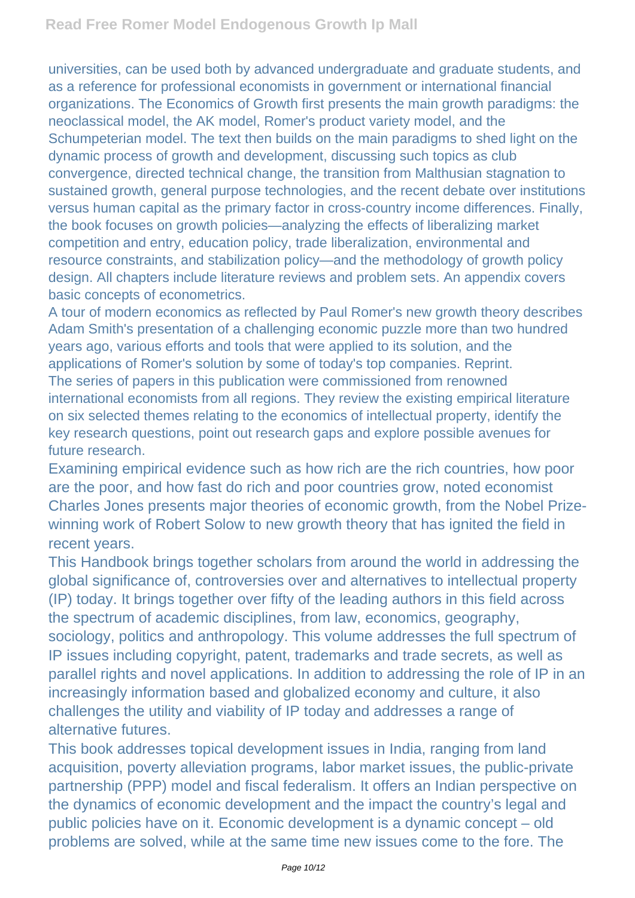universities, can be used both by advanced undergraduate and graduate students, and as a reference for professional economists in government or international financial organizations. The Economics of Growth first presents the main growth paradigms: the neoclassical model, the AK model, Romer's product variety model, and the Schumpeterian model. The text then builds on the main paradigms to shed light on the dynamic process of growth and development, discussing such topics as club convergence, directed technical change, the transition from Malthusian stagnation to sustained growth, general purpose technologies, and the recent debate over institutions versus human capital as the primary factor in cross-country income differences. Finally, the book focuses on growth policies—analyzing the effects of liberalizing market competition and entry, education policy, trade liberalization, environmental and resource constraints, and stabilization policy—and the methodology of growth policy design. All chapters include literature reviews and problem sets. An appendix covers basic concepts of econometrics.

A tour of modern economics as reflected by Paul Romer's new growth theory describes Adam Smith's presentation of a challenging economic puzzle more than two hundred years ago, various efforts and tools that were applied to its solution, and the applications of Romer's solution by some of today's top companies. Reprint.

The series of papers in this publication were commissioned from renowned international economists from all regions. They review the existing empirical literature on six selected themes relating to the economics of intellectual property, identify the key research questions, point out research gaps and explore possible avenues for future research.

Examining empirical evidence such as how rich are the rich countries, how poor are the poor, and how fast do rich and poor countries grow, noted economist Charles Jones presents major theories of economic growth, from the Nobel Prize-winning work of Robert Solow to new growth theory that has ignited the field in recent years.

This Handbook brings together scholars from around the world in addressing the global significance of, controversies over and alternatives to intellectual property (IP) today. It brings together over fifty of the leading authors in this field across the spectrum of academic disciplines, from law, economics, geography, sociology, politics and anthropology. This volume addresses the full spectrum of IP issues including copyright, patent, trademarks and trade secrets, as well as parallel rights and novel applications. In addition to addressing the role of IP in an increasingly information based and globalized economy and culture, it also challenges the utility and viability of IP today and addresses a range of alternative futures.

This book addresses topical development issues in India, ranging from land acquisition, poverty alleviation programs, labor market issues, the public-private partnership (PPP) model and fiscal federalism. It offers an Indian perspective on the dynamics of economic development and the impact the country's legal and public policies have on it. Economic development is a dynamic concept – old problems are solved, while at the same time new issues come to the fore. The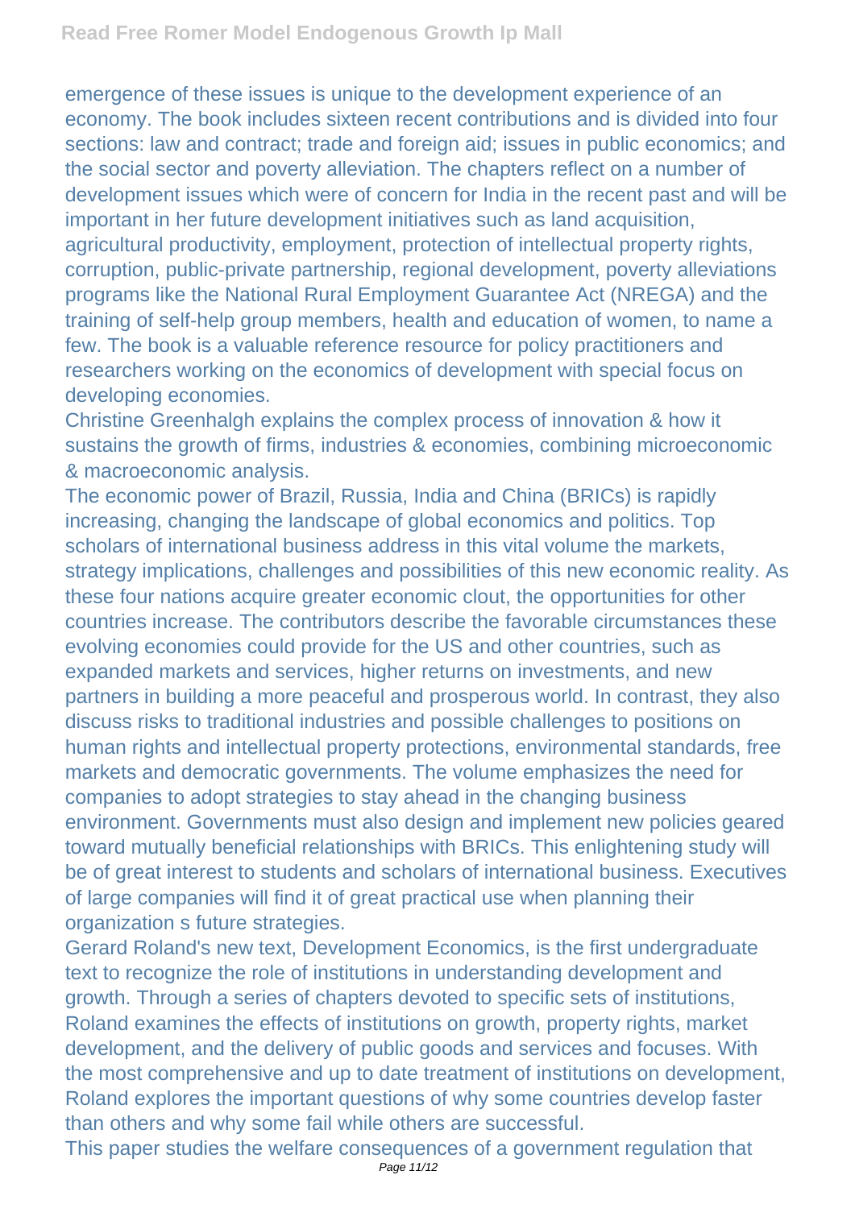emergence of these issues is unique to the development experience of an economy. The book includes sixteen recent contributions and is divided into four sections: law and contract; trade and foreign aid; issues in public economics; and the social sector and poverty alleviation. The chapters reflect on a number of development issues which were of concern for India in the recent past and will be important in her future development initiatives such as land acquisition, agricultural productivity, employment, protection of intellectual property rights, corruption, public-private partnership, regional development, poverty alleviations programs like the National Rural Employment Guarantee Act (NREGA) and the training of self-help group members, health and education of women, to name a few. The book is a valuable reference resource for policy practitioners and researchers working on the economics of development with special focus on developing economies.

Christine Greenhalgh explains the complex process of innovation & how it sustains the growth of firms, industries & economies, combining microeconomic & macroeconomic analysis.

The economic power of Brazil, Russia, India and China (BRICs) is rapidly increasing, changing the landscape of global economics and politics. Top scholars of international business address in this vital volume the markets, strategy implications, challenges and possibilities of this new economic reality. As these four nations acquire greater economic clout, the opportunities for other countries increase. The contributors describe the favorable circumstances these evolving economies could provide for the US and other countries, such as expanded markets and services, higher returns on investments, and new partners in building a more peaceful and prosperous world. In contrast, they also discuss risks to traditional industries and possible challenges to positions on human rights and intellectual property protections, environmental standards, free markets and democratic governments. The volume emphasizes the need for companies to adopt strategies to stay ahead in the changing business environment. Governments must also design and implement new policies geared toward mutually beneficial relationships with BRICs. This enlightening study will be of great interest to students and scholars of international business. Executives of large companies will find it of great practical use when planning their organization s future strategies.

Gerard Roland's new text, Development Economics, is the first undergraduate text to recognize the role of institutions in understanding development and growth. Through a series of chapters devoted to specific sets of institutions, Roland examines the effects of institutions on growth, property rights, market development, and the delivery of public goods and services and focuses. With the most comprehensive and up to date treatment of institutions on development, Roland explores the important questions of why some countries develop faster than others and why some fail while others are successful.

This paper studies the welfare consequences of a government regulation that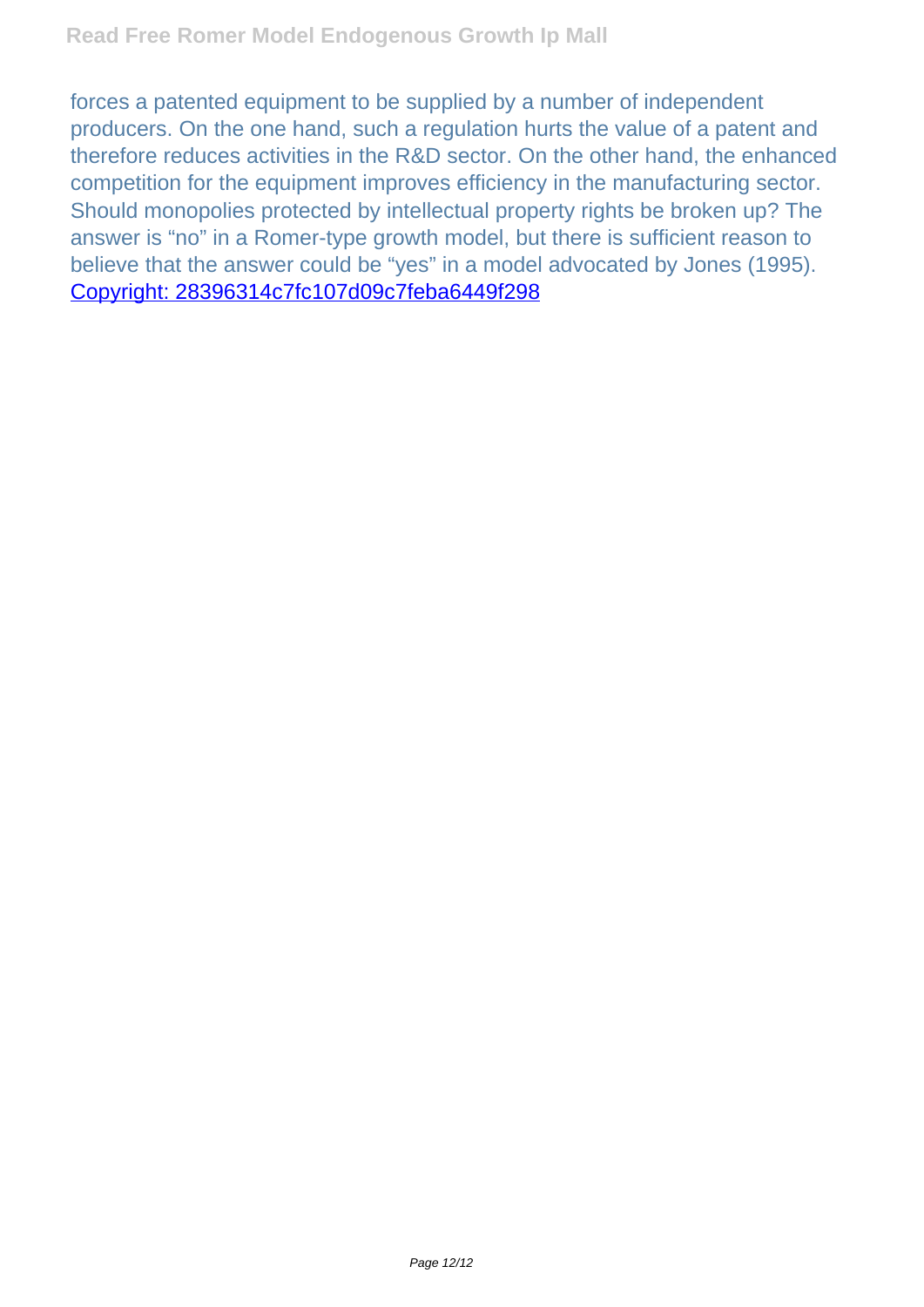forces a patented equipment to be supplied by a number of independent producers. On the one hand, such a regulation hurts the value of a patent and therefore reduces activities in the R&D sector. On the other hand, the enhanced competition for the equipment improves efficiency in the manufacturing sector. Should monopolies protected by intellectual property rights be broken up? The answer is “no” in a Romer-type growth model, but there is sufficient reason to believe that the answer could be “yes” in a model advocated by Jones (1995).

Copyright: 28396314c7fc107d09c7feba6449f298